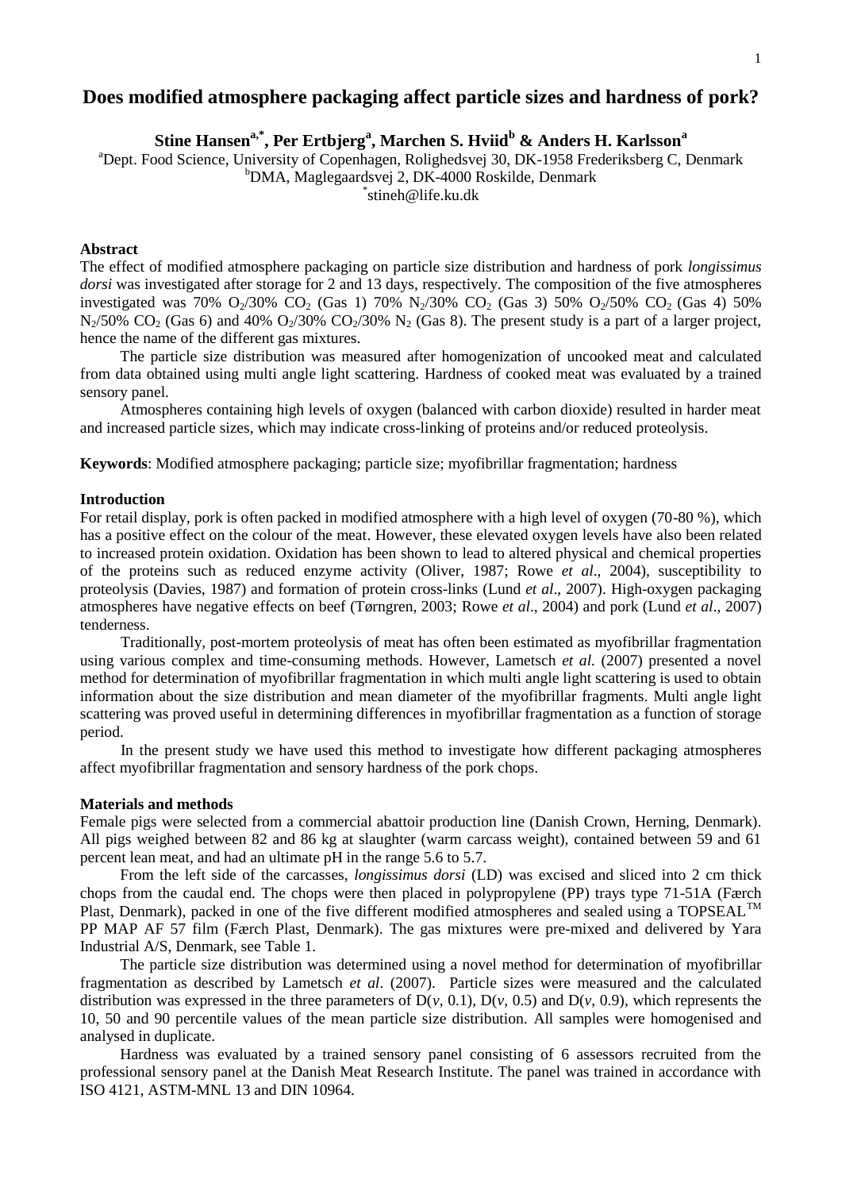# Does modified atmosphere packaging affect particle sizes and hardness of pork?

**Stine Hansen[a,*], Per Ertbjerg[a], Marchen S. Hviid[b] & Anders H. Karlsson[a]**

[a]Dept. Food Science, University of Copenhagen, Rolighedsvej 30, DK-1958 Frederiksberg C, Denmark
[b]DMA, Maglegaardsvej 2, DK-4000 Roskilde, Denmark
[*]stineh@life.ku.dk

## Abstract

The effect of modified atmosphere packaging on particle size distribution and hardness of pork *longissimus dorsi* was investigated after storage for 2 and 13 days, respectively. The composition of the five atmospheres investigated was 70% $O_2$/30% $CO_2$ (Gas 1) 70% $N_2$/30% $CO_2$ (Gas 3) 50% $O_2$/50% $CO_2$ (Gas 4) 50% $N_2$/50% $CO_2$ (Gas 6) and 40% $O_2$/30% $CO_2$/30% $N_2$ (Gas 8). The present study is a part of a larger project, hence the name of the different gas mixtures.

The particle size distribution was measured after homogenization of uncooked meat and calculated from data obtained using multi angle light scattering. Hardness of cooked meat was evaluated by a trained sensory panel.

Atmospheres containing high levels of oxygen (balanced with carbon dioxide) resulted in harder meat and increased particle sizes, which may indicate cross-linking of proteins and/or reduced proteolysis.

**Keywords**: Modified atmosphere packaging; particle size; myofibrillar fragmentation; hardness

## Introduction

For retail display, pork is often packed in modified atmosphere with a high level of oxygen (70-80 %), which has a positive effect on the colour of the meat. However, these elevated oxygen levels have also been related to increased protein oxidation. Oxidation has been shown to lead to altered physical and chemical properties of the proteins such as reduced enzyme activity (Oliver, 1987; Rowe *et al*., 2004), susceptibility to proteolysis (Davies, 1987) and formation of protein cross-links (Lund *et al*., 2007). High-oxygen packaging atmospheres have negative effects on beef (Tørngren, 2003; Rowe *et al*., 2004) and pork (Lund *et al*., 2007) tenderness.

Traditionally, post-mortem proteolysis of meat has often been estimated as myofibrillar fragmentation using various complex and time-consuming methods. However, Lametsch *et al.* (2007) presented a novel method for determination of myofibrillar fragmentation in which multi angle light scattering is used to obtain information about the size distribution and mean diameter of the myofibrillar fragments. Multi angle light scattering was proved useful in determining differences in myofibrillar fragmentation as a function of storage period.

In the present study we have used this method to investigate how different packaging atmospheres affect myofibrillar fragmentation and sensory hardness of the pork chops.

## Materials and methods

Female pigs were selected from a commercial abattoir production line (Danish Crown, Herning, Denmark). All pigs weighed between 82 and 86 kg at slaughter (warm carcass weight), contained between 59 and 61 percent lean meat, and had an ultimate pH in the range 5.6 to 5.7.

From the left side of the carcasses, *longissimus dorsi* (LD) was excised and sliced into 2 cm thick chops from the caudal end. The chops were then placed in polypropylene (PP) trays type 71-51A (Færch Plast, Denmark), packed in one of the five different modified atmospheres and sealed using a TOPSEAL™ PP MAP AF 57 film (Færch Plast, Denmark). The gas mixtures were pre-mixed and delivered by Yara Industrial A/S, Denmark, see Table 1.

The particle size distribution was determined using a novel method for determination of myofibrillar fragmentation as described by Lametsch *et al*. (2007). Particle sizes were measured and the calculated distribution was expressed in the three parameters of D(*v*, 0.1), D(*v*, 0.5) and D(*v*, 0.9), which represents the 10, 50 and 90 percentile values of the mean particle size distribution. All samples were homogenised and analysed in duplicate.

Hardness was evaluated by a trained sensory panel consisting of 6 assessors recruited from the professional sensory panel at the Danish Meat Research Institute. The panel was trained in accordance with ISO 4121, ASTM-MNL 13 and DIN 10964.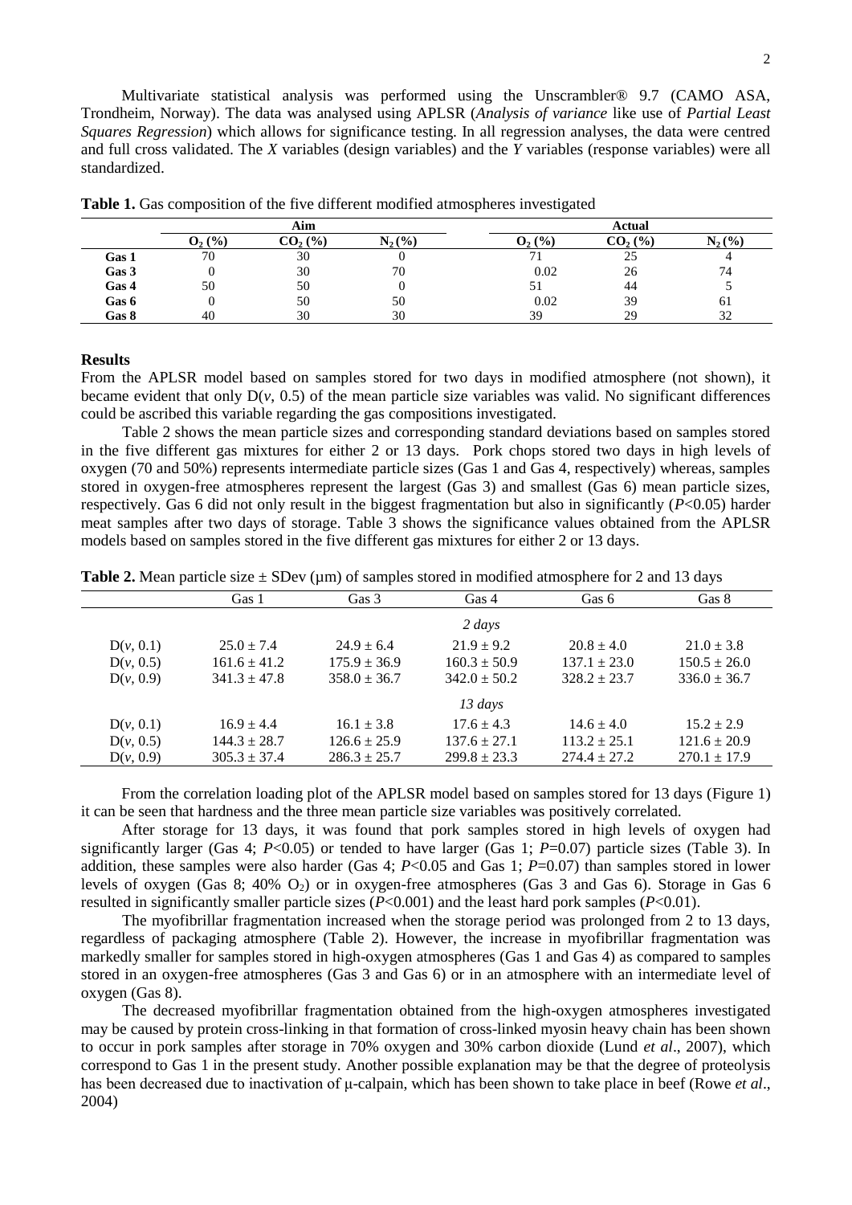Multivariate statistical analysis was performed using the Unscrambler® 9.7 (CAMO ASA, Trondheim, Norway). The data was analysed using APLSR (*Analysis of variance* like use of *Partial Least Squares Regression*) which allows for significance testing. In all regression analyses, the data were centred and full cross validated. The *X* variables (design variables) and the *Y* variables (response variables) were all standardized.

**Table 1.** Gas composition of the five different modified atmospheres investigated

| | Aim | | | Actual | | |
|---|---|---|---|---|---|---|
| | $O_2$ (%) | $CO_2$ (%) | $N_2$ (%) | $O_2$ (%) | $CO_2$ (%) | $N_2$ (%) |
| **Gas 1** | 70 | 30 | 0 | 71 | 25 | 4 |
| **Gas 3** | 0 | 30 | 70 | 0.02 | 26 | 74 |
| **Gas 4** | 50 | 50 | 0 | 51 | 44 | 5 |
| **Gas 6** | 0 | 50 | 50 | 0.02 | 39 | 61 |
| **Gas 8** | 40 | 30 | 30 | 39 | 29 | 32 |

## Results

From the APLSR model based on samples stored for two days in modified atmosphere (not shown), it became evident that only D(*v*, 0.5) of the mean particle size variables was valid. No significant differences could be ascribed this variable regarding the gas compositions investigated.

Table 2 shows the mean particle sizes and corresponding standard deviations based on samples stored in the five different gas mixtures for either 2 or 13 days. Pork chops stored two days in high levels of oxygen (70 and 50%) represents intermediate particle sizes (Gas 1 and Gas 4, respectively) whereas, samples stored in oxygen-free atmospheres represent the largest (Gas 3) and smallest (Gas 6) mean particle sizes, respectively. Gas 6 did not only result in the biggest fragmentation but also in significantly ($P$<0.05) harder meat samples after two days of storage. Table 3 shows the significance values obtained from the APLSR models based on samples stored in the five different gas mixtures for either 2 or 13 days.

**Table 2.** Mean particle size ± SDev (µm) of samples stored in modified atmosphere for 2 and 13 days

| | Gas 1 | Gas 3 | Gas 4 | Gas 6 | Gas 8 |
|---|---|---|---|---|---|
| | | | *2 days* | | |
| D(*v*, 0.1) | 25.0 ± 7.4 | 24.9 ± 6.4 | 21.9 ± 9.2 | 20.8 ± 4.0 | 21.0 ± 3.8 |
| D(*v*, 0.5) | 161.6 ± 41.2 | 175.9 ± 36.9 | 160.3 ± 50.9 | 137.1 ± 23.0 | 150.5 ± 26.0 |
| D(*v*, 0.9) | 341.3 ± 47.8 | 358.0 ± 36.7 | 342.0 ± 50.2 | 328.2 ± 23.7 | 336.0 ± 36.7 |
| | | | *13 days* | | |
| D(*v*, 0.1) | 16.9 ± 4.4 | 16.1 ± 3.8 | 17.6 ± 4.3 | 14.6 ± 4.0 | 15.2 ± 2.9 |
| D(*v*, 0.5) | 144.3 ± 28.7 | 126.6 ± 25.9 | 137.6 ± 27.1 | 113.2 ± 25.1 | 121.6 ± 20.9 |
| D(*v*, 0.9) | 305.3 ± 37.4 | 286.3 ± 25.7 | 299.8 ± 23.3 | 274.4 ± 27.2 | 270.1 ± 17.9 |

From the correlation loading plot of the APLSR model based on samples stored for 13 days (Figure 1) it can be seen that hardness and the three mean particle size variables was positively correlated.

After storage for 13 days, it was found that pork samples stored in high levels of oxygen had significantly larger (Gas 4; $P$<0.05) or tended to have larger (Gas 1; $P$=0.07) particle sizes (Table 3). In addition, these samples were also harder (Gas 4; $P$<0.05 and Gas 1; $P$=0.07) than samples stored in lower levels of oxygen (Gas 8; 40% $O_2$) or in oxygen-free atmospheres (Gas 3 and Gas 6). Storage in Gas 6 resulted in significantly smaller particle sizes ($P$<0.001) and the least hard pork samples ($P$<0.01).

The myofibrillar fragmentation increased when the storage period was prolonged from 2 to 13 days, regardless of packaging atmosphere (Table 2). However, the increase in myofibrillar fragmentation was markedly smaller for samples stored in high-oxygen atmospheres (Gas 1 and Gas 4) as compared to samples stored in an oxygen-free atmospheres (Gas 3 and Gas 6) or in an atmosphere with an intermediate level of oxygen (Gas 8).

The decreased myofibrillar fragmentation obtained from the high-oxygen atmospheres investigated may be caused by protein cross-linking in that formation of cross-linked myosin heavy chain has been shown to occur in pork samples after storage in 70% oxygen and 30% carbon dioxide (Lund *et al*., 2007), which correspond to Gas 1 in the present study. Another possible explanation may be that the degree of proteolysis has been decreased due to inactivation of µ-calpain, which has been shown to take place in beef (Rowe *et al*., 2004)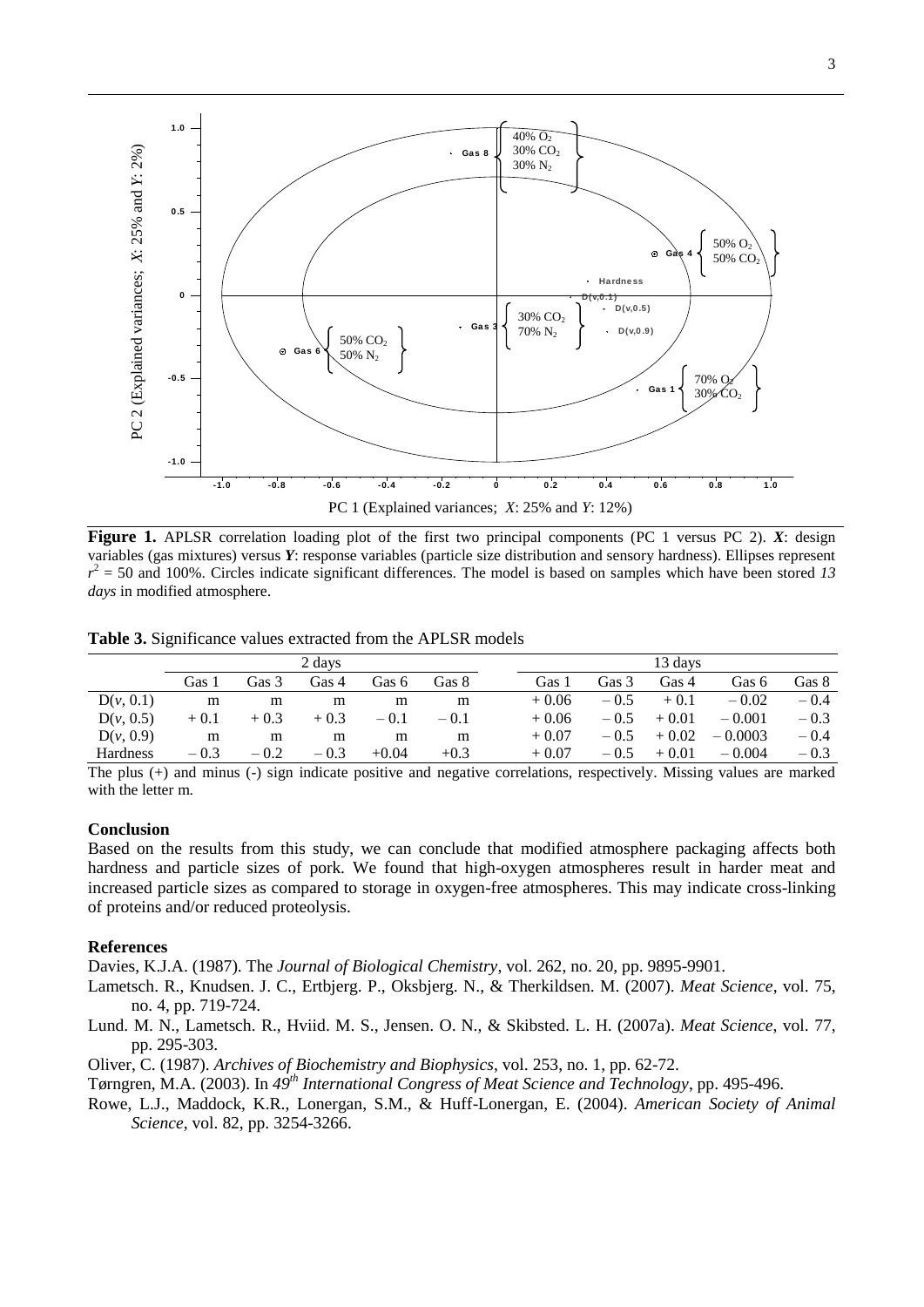1.0

0.5

0

-0.5

-1.0

-1.0 -0.8 -0.6 -0.4 -0.2 0 0.2 0.4 0.6 0.8 1.0

PC 2 (Explained variances; *X*: 25% and *Y*: 2%)

PC 1 (Explained variances; *X*: 25% and *Y*: 12%)

Gas 8 { 40% $O_2$ 30% $CO_2$ 30% $N_2$ }

Gas 4 { 50% $O_2$ 50% $CO_2$ }

Hardness

D(v,0.1)

D(v,0.5)

Gas 3 { 30% $CO_2$ 70% $N_2$ }

D(v,0.9)

Gas 6 { 50% $CO_2$ 50% $N_2$ }

Gas 1 { 70% $O_2$ 30% $CO_2$ }

**Figure 1.** APLSR correlation loading plot of the first two principal components (PC 1 versus PC 2). ***X***: design variables (gas mixtures) versus ***Y***: response variables (particle size distribution and sensory hardness). Ellipses represent $r^2$ = 50 and 100%. Circles indicate significant differences. The model is based on samples which have been stored *13 days* in modified atmosphere.

**Table 3.** Significance values extracted from the APLSR models

| | 2 days | | | | | 13 days | | | | |
|---|---|---|---|---|---|---|---|---|---|---|
| | Gas 1 | Gas 3 | Gas 4 | Gas 6 | Gas 8 | Gas 1 | Gas 3 | Gas 4 | Gas 6 | Gas 8 |
| D(*v*, 0.1) | m | m | m | m | m | + 0.06 | – 0.5 | + 0.1 | – 0.02 | – 0.4 |
| D(*v*, 0.5) | + 0.1 | + 0.3 | + 0.3 | – 0.1 | – 0.1 | + 0.06 | – 0.5 | + 0.01 | – 0.001 | – 0.3 |
| D(*v*, 0.9) | m | m | m | m | m | + 0.07 | – 0.5 | + 0.02 | – 0.0003 | – 0.4 |
| Hardness | – 0.3 | – 0.2 | – 0.3 | +0.04 | +0.3 | + 0.07 | – 0.5 | + 0.01 | – 0.004 | – 0.3 |

The plus (+) and minus (-) sign indicate positive and negative correlations, respectively. Missing values are marked with the letter m.

## Conclusion

Based on the results from this study, we can conclude that modified atmosphere packaging affects both hardness and particle sizes of pork. We found that high-oxygen atmospheres result in harder meat and increased particle sizes as compared to storage in oxygen-free atmospheres. This may indicate cross-linking of proteins and/or reduced proteolysis.

## References

Davies, K.J.A. (1987). The *Journal of Biological Chemistry*, vol. 262, no. 20, pp. 9895-9901.

Lametsch. R., Knudsen. J. C., Ertbjerg. P., Oksbjerg. N., & Therkildsen. M. (2007). *Meat Science*, vol. 75, no. 4, pp. 719-724.

Lund. M. N., Lametsch. R., Hviid. M. S., Jensen. O. N., & Skibsted. L. H. (2007a). *Meat Science*, vol. 77, pp. 295-303.

Oliver, C. (1987). *Archives of Biochemistry and Biophysics*, vol. 253, no. 1, pp. 62-72.

Tørngren, M.A. (2003). In *49th International Congress of Meat Science and Technology*, pp. 495-496.

Rowe, L.J., Maddock, K.R., Lonergan, S.M., & Huff-Lonergan, E. (2004). *American Society of Animal Science*, vol. 82, pp. 3254-3266.